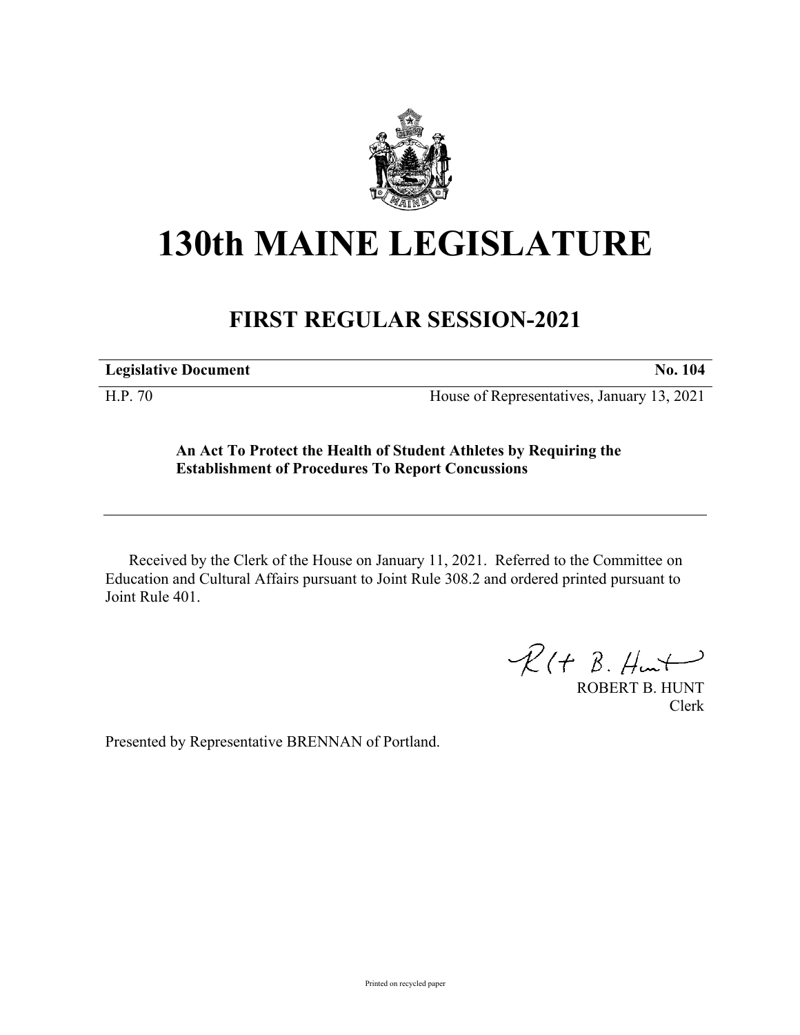# 130th MAINE LEGISLATURE

## FIRST REGULAR SESSION-2021

| **Legislative Document** | **No. 104** |
|---|---|
| H.P. 70 | House of Representatives, January 13, 2021 |

**An Act To Protect the Health of Student Athletes by Requiring the Establishment of Procedures To Report Concussions**

Received by the Clerk of the House on January 11, 2021. Referred to the Committee on Education and Cultural Affairs pursuant to Joint Rule 308.2 and ordered printed pursuant to Joint Rule 401.

ROBERT B. HUNT
Clerk

Presented by Representative BRENNAN of Portland.

Printed on recycled paper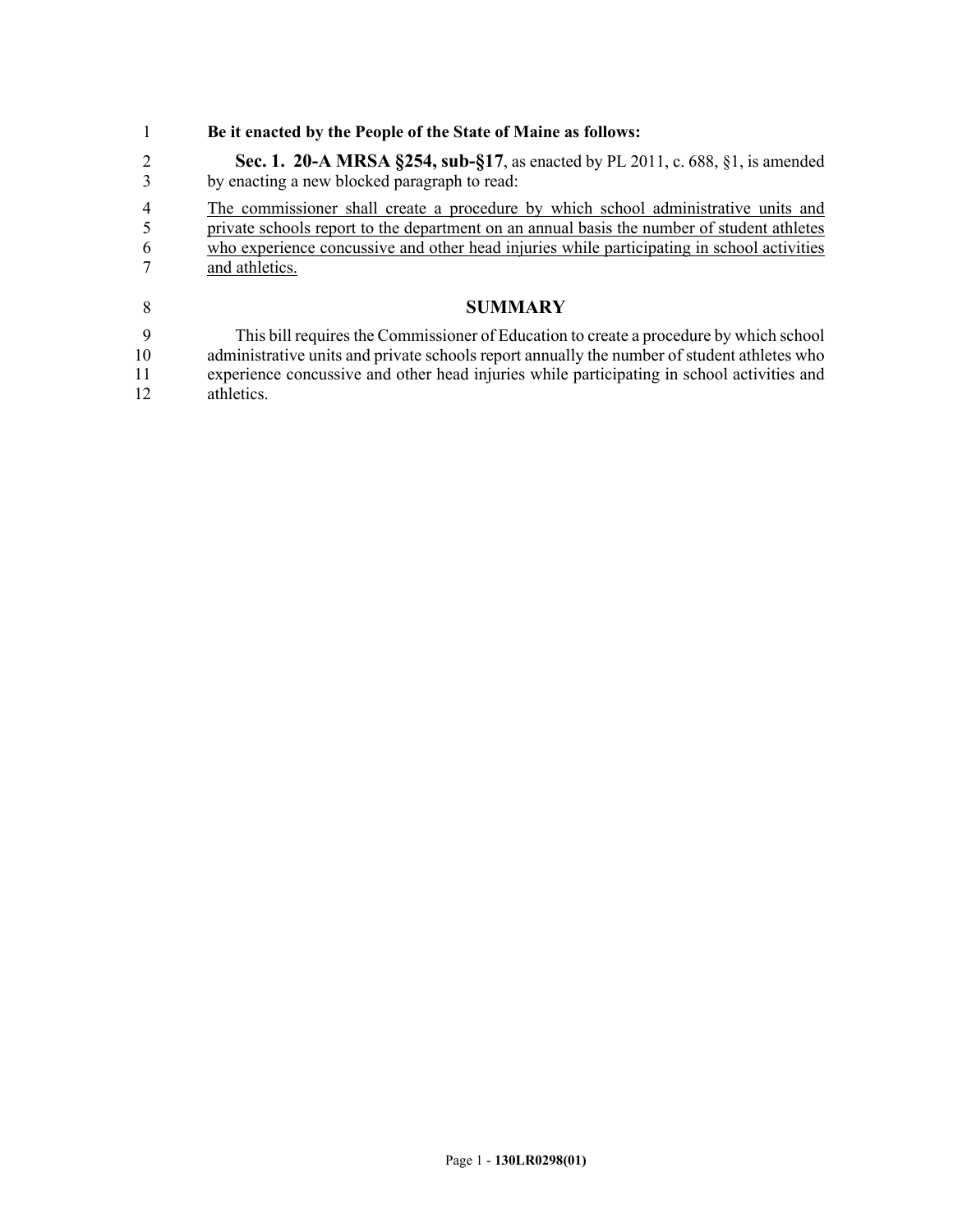**Be it enacted by the People of the State of Maine as follows:**

**Sec. 1. 20-A MRSA §254, sub-§17**, as enacted by PL 2011, c. 688, §1, is amended by enacting a new blocked paragraph to read:

<u>The commissioner shall create a procedure by which school administrative units and private schools report to the department on an annual basis the number of student athletes who experience concussive and other head injuries while participating in school activities and athletics.</u>

## SUMMARY

This bill requires the Commissioner of Education to create a procedure by which school administrative units and private schools report annually the number of student athletes who experience concussive and other head injuries while participating in school activities and athletics.